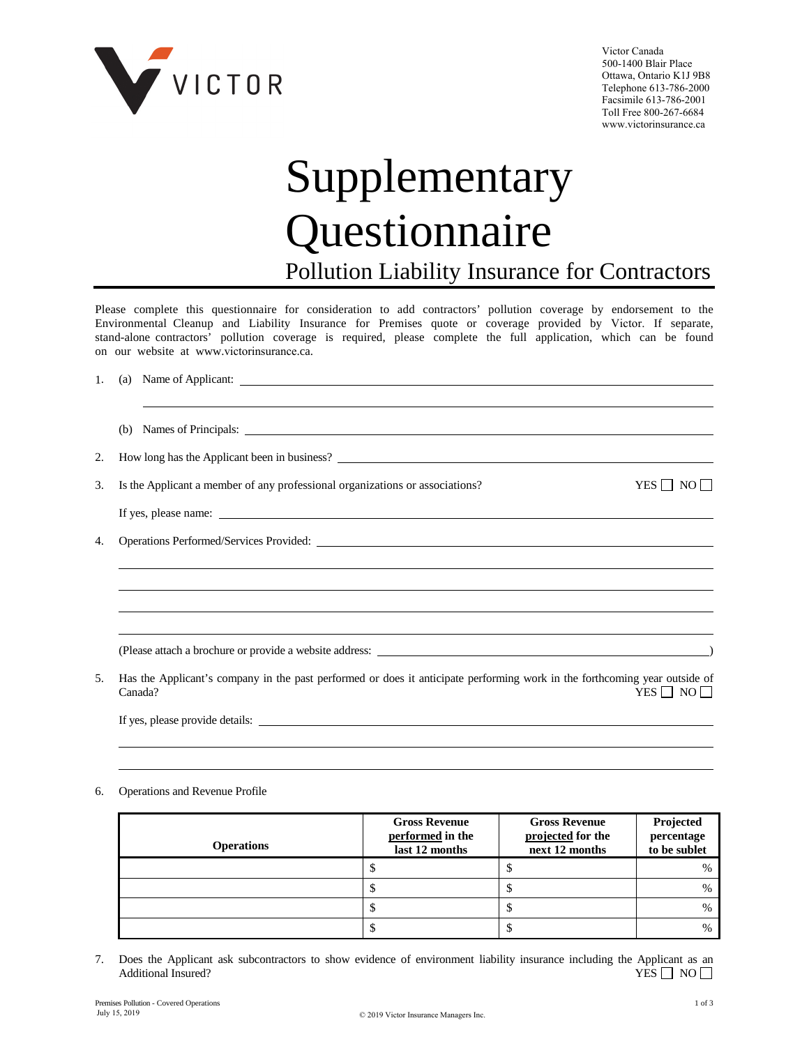VICTOR

Victor Canada
500-1400 Blair Place
Ottawa, Ontario K1J 9B8
Telephone 613-786-2000
Facsimile 613-786-2001
Toll Free 800-267-6684
www.victorinsurance.ca

# Supplementary Questionnaire

## Pollution Liability Insurance for Contractors

Please complete this questionnaire for consideration to add contractors' pollution coverage by endorsement to the Environmental Cleanup and Liability Insurance for Premises quote or coverage provided by Victor. If separate, stand-alone contractors' pollution coverage is required, please complete the full application, which can be found on our website at www.victorinsurance.ca.

1. (a) Name of Applicant: ______________________________________________

   (b) Names of Principals: ______________________________________________

2. How long has the Applicant been in business? ______________________________________________

3. Is the Applicant a member of any professional organizations or associations? YES ☐ NO ☐

   If yes, please name: ______________________________________________

4. Operations Performed/Services Provided: ______________________________________________

   (Please attach a brochure or provide a website address: ______________________________)

5. Has the Applicant's company in the past performed or does it anticipate performing work in the forthcoming year outside of Canada? YES ☐ NO ☐

   If yes, please provide details: ______________________________________________

6. Operations and Revenue Profile

| Operations | Gross Revenue **performed** in the last 12 months | Gross Revenue **projected** for the next 12 months | Projected percentage to be sublet |
|---|---|---|---|
| | $ | $ | % |
| | $ | $ | % |
| | $ | $ | % |
| | $ | $ | % |

7. Does the Applicant ask subcontractors to show evidence of environment liability insurance including the Applicant as an Additional Insured? YES ☐ NO ☐

Premises Pollution - Covered Operations
July 15, 2019

© 2019 Victor Insurance Managers Inc.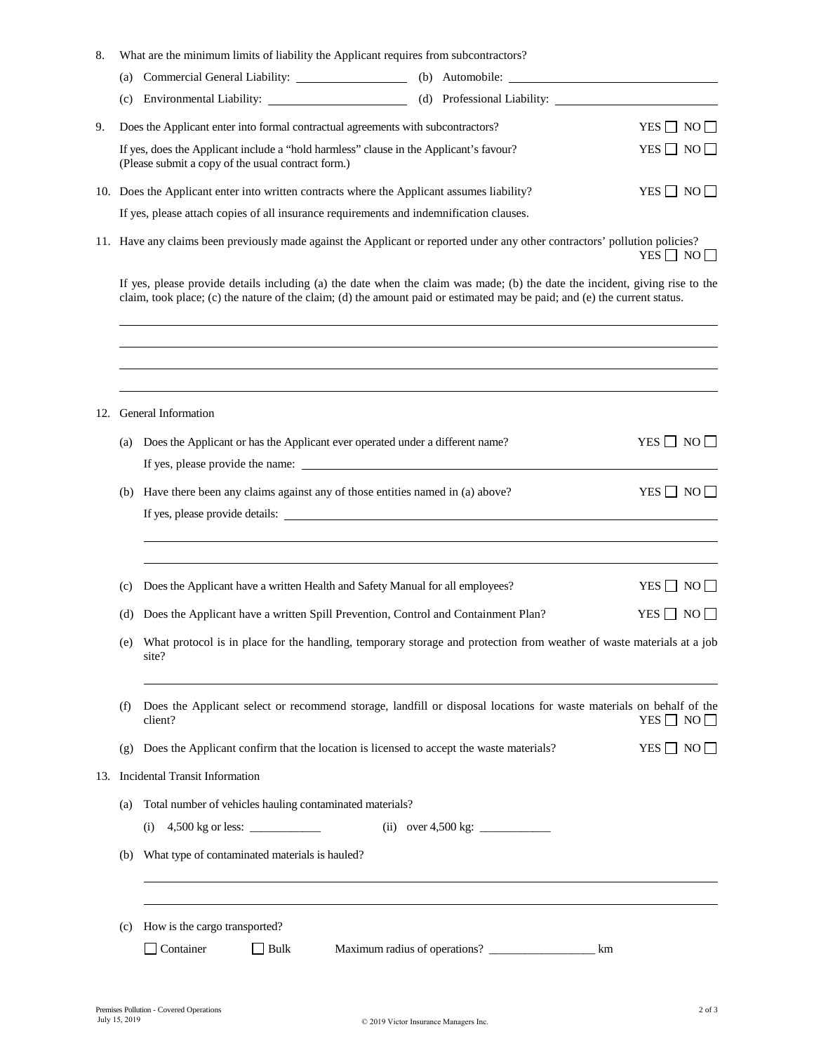8. What are the minimum limits of liability the Applicant requires from subcontractors?

   (a) Commercial General Liability: ____________ (b) Automobile: ____________

   (c) Environmental Liability: ____________ (d) Professional Liability: ____________

9. Does the Applicant enter into formal contractual agreements with subcontractors? YES ☐ NO ☐

   If yes, does the Applicant include a "hold harmless" clause in the Applicant's favour? (Please submit a copy of the usual contract form.) YES ☐ NO ☐

10. Does the Applicant enter into written contracts where the Applicant assumes liability? YES ☐ NO ☐

    If yes, please attach copies of all insurance requirements and indemnification clauses.

11. Have any claims been previously made against the Applicant or reported under any other contractors' pollution policies? YES ☐ NO ☐

    If yes, please provide details including (a) the date when the claim was made; (b) the date the incident, giving rise to the claim, took place; (c) the nature of the claim; (d) the amount paid or estimated may be paid; and (e) the current status.

    ______________________________________________

    ______________________________________________

    ______________________________________________

    ______________________________________________

12. General Information

    (a) Does the Applicant or has the Applicant ever operated under a different name? YES ☐ NO ☐

    If yes, please provide the name: ____________

    (b) Have there been any claims against any of those entities named in (a) above? YES ☐ NO ☐

    If yes, please provide details: ____________

    ______________________________________________

    ______________________________________________

    (c) Does the Applicant have a written Health and Safety Manual for all employees? YES ☐ NO ☐

    (d) Does the Applicant have a written Spill Prevention, Control and Containment Plan? YES ☐ NO ☐

    (e) What protocol is in place for the handling, temporary storage and protection from weather of waste materials at a job site?

    ______________________________________________

    (f) Does the Applicant select or recommend storage, landfill or disposal locations for waste materials on behalf of the client? YES ☐ NO ☐

    (g) Does the Applicant confirm that the location is licensed to accept the waste materials? YES ☐ NO ☐

13. Incidental Transit Information

    (a) Total number of vehicles hauling contaminated materials?

    (i) 4,500 kg or less: ____________ (ii) over 4,500 kg: ____________

    (b) What type of contaminated materials is hauled?

    ______________________________________________

    ______________________________________________

    (c) How is the cargo transported?

    ☐ Container ☐ Bulk Maximum radius of operations? ____________ km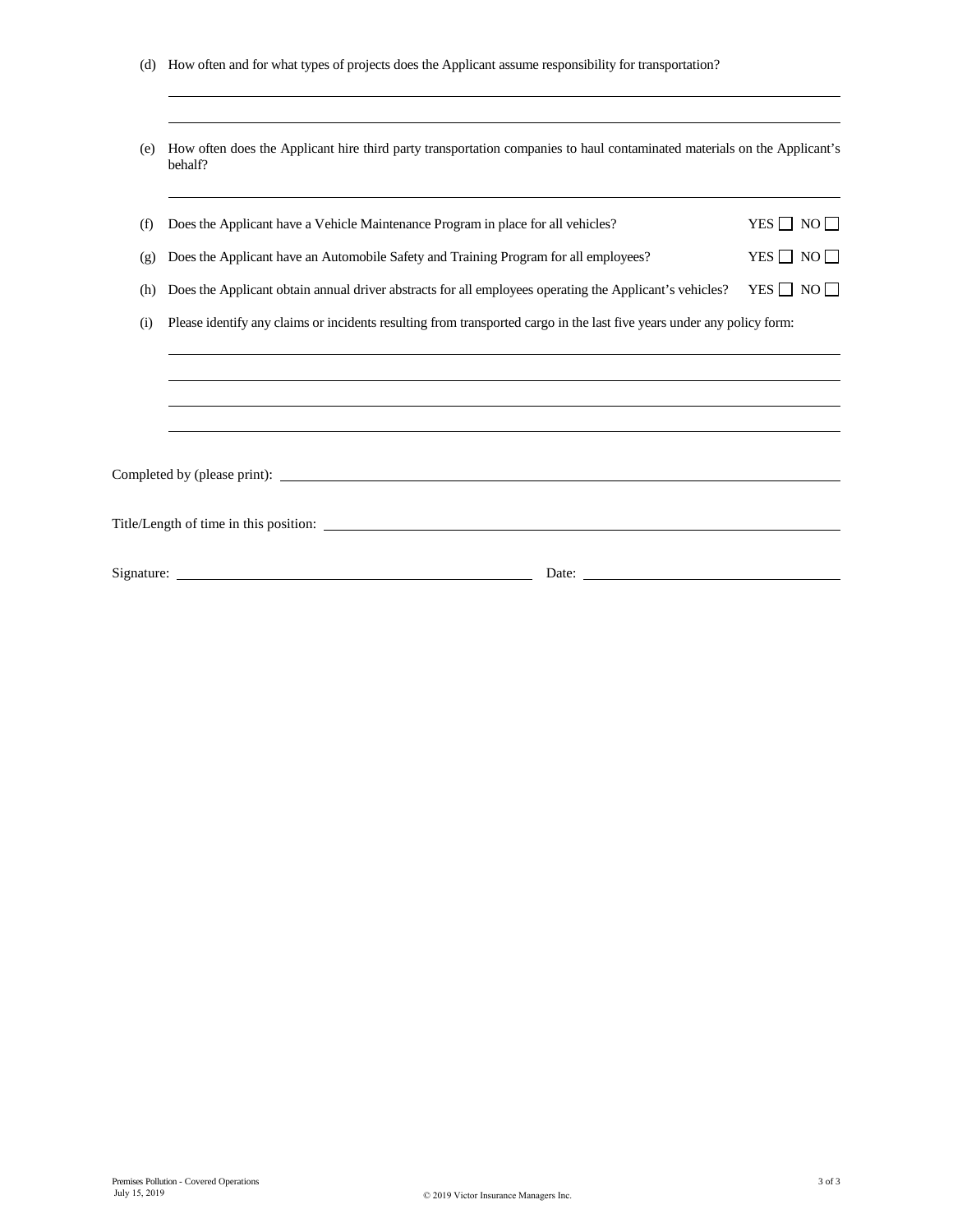(d) How often and for what types of projects does the Applicant assume responsibility for transportation?

\_\_\_\_\_\_\_\_\_\_\_\_\_\_\_\_\_\_\_\_\_\_\_\_\_\_\_\_\_\_\_\_\_\_\_\_\_\_\_\_\_\_\_\_\_\_\_\_\_\_\_\_\_\_\_\_\_\_\_\_

\_\_\_\_\_\_\_\_\_\_\_\_\_\_\_\_\_\_\_\_\_\_\_\_\_\_\_\_\_\_\_\_\_\_\_\_\_\_\_\_\_\_\_\_\_\_\_\_\_\_\_\_\_\_\_\_\_\_\_\_

(e) How often does the Applicant hire third party transportation companies to haul contaminated materials on the Applicant's behalf?

\_\_\_\_\_\_\_\_\_\_\_\_\_\_\_\_\_\_\_\_\_\_\_\_\_\_\_\_\_\_\_\_\_\_\_\_\_\_\_\_\_\_\_\_\_\_\_\_\_\_\_\_\_\_\_\_\_\_\_\_

(f) Does the Applicant have a Vehicle Maintenance Program in place for all vehicles? YES ☐ NO ☐

(g) Does the Applicant have an Automobile Safety and Training Program for all employees? YES ☐ NO ☐

(h) Does the Applicant obtain annual driver abstracts for all employees operating the Applicant's vehicles? YES ☐ NO ☐

(i) Please identify any claims or incidents resulting from transported cargo in the last five years under any policy form:

\_\_\_\_\_\_\_\_\_\_\_\_\_\_\_\_\_\_\_\_\_\_\_\_\_\_\_\_\_\_\_\_\_\_\_\_\_\_\_\_\_\_\_\_\_\_\_\_\_\_\_\_\_\_\_\_\_\_\_\_

\_\_\_\_\_\_\_\_\_\_\_\_\_\_\_\_\_\_\_\_\_\_\_\_\_\_\_\_\_\_\_\_\_\_\_\_\_\_\_\_\_\_\_\_\_\_\_\_\_\_\_\_\_\_\_\_\_\_\_\_

\_\_\_\_\_\_\_\_\_\_\_\_\_\_\_\_\_\_\_\_\_\_\_\_\_\_\_\_\_\_\_\_\_\_\_\_\_\_\_\_\_\_\_\_\_\_\_\_\_\_\_\_\_\_\_\_\_\_\_\_

\_\_\_\_\_\_\_\_\_\_\_\_\_\_\_\_\_\_\_\_\_\_\_\_\_\_\_\_\_\_\_\_\_\_\_\_\_\_\_\_\_\_\_\_\_\_\_\_\_\_\_\_\_\_\_\_\_\_\_\_

Completed by (please print): \_\_\_\_\_\_\_\_\_\_\_\_\_\_\_\_\_\_\_\_\_\_\_\_\_\_\_\_\_\_\_\_\_\_\_\_\_\_\_\_

Title/Length of time in this position: \_\_\_\_\_\_\_\_\_\_\_\_\_\_\_\_\_\_\_\_\_\_\_\_\_\_\_\_\_\_\_\_\_\_\_\_

Signature: \_\_\_\_\_\_\_\_\_\_\_\_\_\_\_\_\_\_\_\_\_\_\_\_\_\_\_\_\_\_ Date: \_\_\_\_\_\_\_\_\_\_\_\_\_\_\_\_\_\_\_\_

Premises Pollution - Covered Operations
July 15, 2019

© 2019 Victor Insurance Managers Inc.